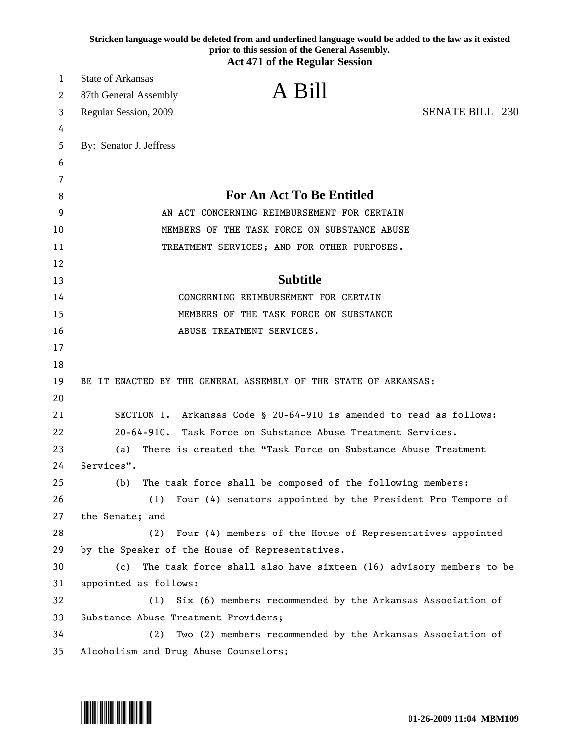Stricken language would be deleted from and underlined language would be added to the law as it existed prior to this session of the General Assembly.

**Act 471 of the Regular Session**

State of Arkansas
87th General Assembly
Regular Session, 2009

# A Bill

SENATE BILL 230

By: Senator J. Jeffress

## For An Act To Be Entitled

AN ACT CONCERNING REIMBURSEMENT FOR CERTAIN MEMBERS OF THE TASK FORCE ON SUBSTANCE ABUSE TREATMENT SERVICES; AND FOR OTHER PURPOSES.

## Subtitle

CONCERNING REIMBURSEMENT FOR CERTAIN MEMBERS OF THE TASK FORCE ON SUBSTANCE ABUSE TREATMENT SERVICES.

BE IT ENACTED BY THE GENERAL ASSEMBLY OF THE STATE OF ARKANSAS:

SECTION 1. Arkansas Code § 20-64-910 is amended to read as follows:

20-64-910. Task Force on Substance Abuse Treatment Services.

(a) There is created the "Task Force on Substance Abuse Treatment Services".

(b) The task force shall be composed of the following members:

(1) Four (4) senators appointed by the President Pro Tempore of the Senate; and

(2) Four (4) members of the House of Representatives appointed by the Speaker of the House of Representatives.

(c) The task force shall also have sixteen (16) advisory members to be appointed as follows:

(1) Six (6) members recommended by the Arkansas Association of Substance Abuse Treatment Providers;

(2) Two (2) members recommended by the Arkansas Association of Alcoholism and Drug Abuse Counselors;

01-26-2009 11:04 MBM109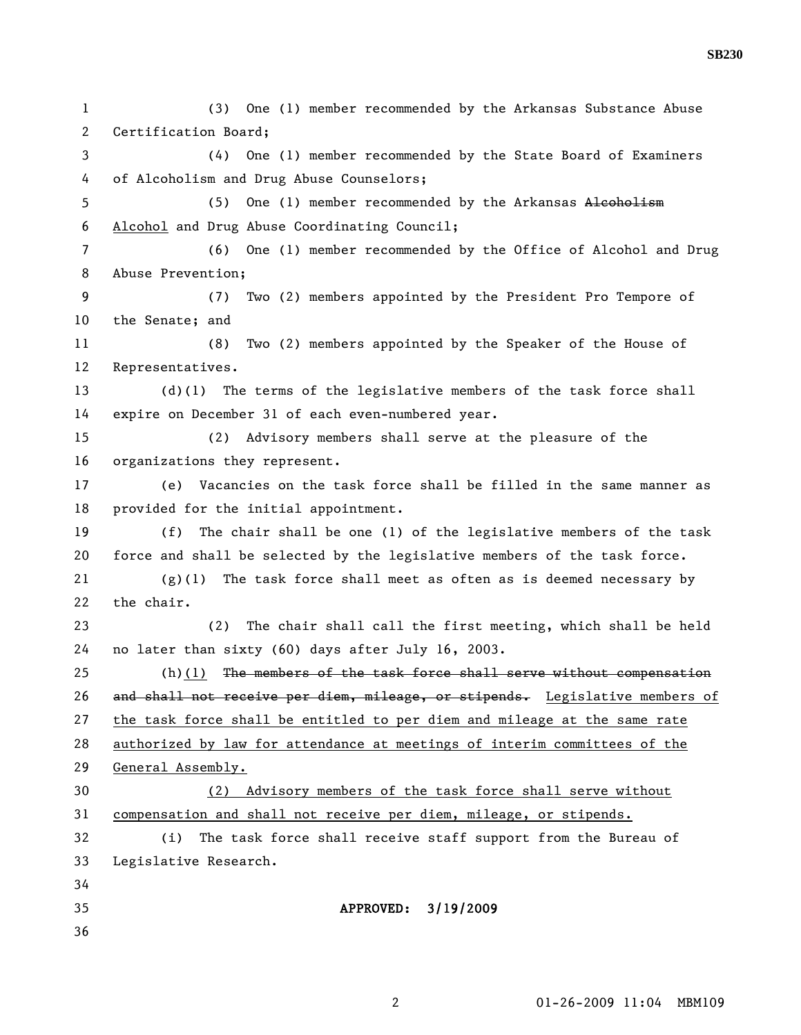(3) One (1) member recommended by the Arkansas Substance Abuse Certification Board;

(4) One (1) member recommended by the State Board of Examiners of Alcoholism and Drug Abuse Counselors;

(5) One (1) member recommended by the Arkansas ~~Alcoholism~~ Alcohol and Drug Abuse Coordinating Council;

(6) One (1) member recommended by the Office of Alcohol and Drug Abuse Prevention;

(7) Two (2) members appointed by the President Pro Tempore of the Senate; and

(8) Two (2) members appointed by the Speaker of the House of Representatives.

(d)(1) The terms of the legislative members of the task force shall expire on December 31 of each even-numbered year.

(2) Advisory members shall serve at the pleasure of the organizations they represent.

(e) Vacancies on the task force shall be filled in the same manner as provided for the initial appointment.

(f) The chair shall be one (1) of the legislative members of the task force and shall be selected by the legislative members of the task force.

(g)(1) The task force shall meet as often as is deemed necessary by the chair.

(2) The chair shall call the first meeting, which shall be held no later than sixty (60) days after July 16, 2003.

(h)(1) ~~The members of the task force shall serve without compensation and shall not receive per diem, mileage, or stipends.~~ Legislative members of the task force shall be entitled to per diem and mileage at the same rate authorized by law for attendance at meetings of interim committees of the General Assembly.

(2) Advisory members of the task force shall serve without compensation and shall not receive per diem, mileage, or stipends.

(i) The task force shall receive staff support from the Bureau of Legislative Research.

**APPROVED: 3/19/2009**